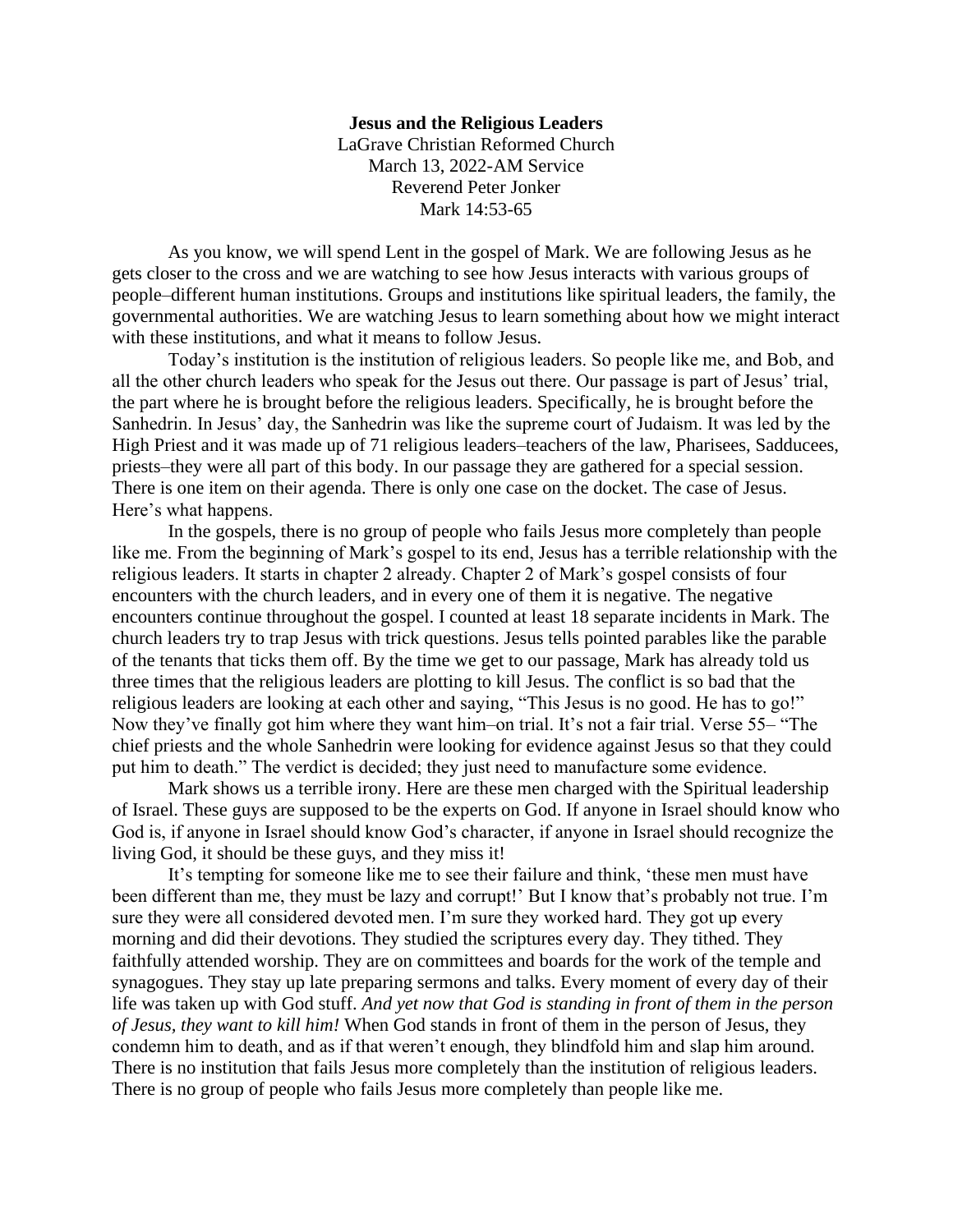**Jesus and the Religious Leaders**

LaGrave Christian Reformed Church
March 13, 2022-AM Service
Reverend Peter Jonker
Mark 14:53-65

As you know, we will spend Lent in the gospel of Mark. We are following Jesus as he gets closer to the cross and we are watching to see how Jesus interacts with various groups of people–different human institutions. Groups and institutions like spiritual leaders, the family, the governmental authorities. We are watching Jesus to learn something about how we might interact with these institutions, and what it means to follow Jesus.

Today's institution is the institution of religious leaders. So people like me, and Bob, and all the other church leaders who speak for the Jesus out there. Our passage is part of Jesus' trial, the part where he is brought before the religious leaders. Specifically, he is brought before the Sanhedrin. In Jesus' day, the Sanhedrin was like the supreme court of Judaism. It was led by the High Priest and it was made up of 71 religious leaders–teachers of the law, Pharisees, Sadducees, priests–they were all part of this body. In our passage they are gathered for a special session. There is one item on their agenda. There is only one case on the docket. The case of Jesus. Here's what happens.

In the gospels, there is no group of people who fails Jesus more completely than people like me. From the beginning of Mark's gospel to its end, Jesus has a terrible relationship with the religious leaders. It starts in chapter 2 already. Chapter 2 of Mark's gospel consists of four encounters with the church leaders, and in every one of them it is negative. The negative encounters continue throughout the gospel. I counted at least 18 separate incidents in Mark. The church leaders try to trap Jesus with trick questions. Jesus tells pointed parables like the parable of the tenants that ticks them off. By the time we get to our passage, Mark has already told us three times that the religious leaders are plotting to kill Jesus. The conflict is so bad that the religious leaders are looking at each other and saying, "This Jesus is no good. He has to go!" Now they've finally got him where they want him–on trial. It's not a fair trial. Verse 55– "The chief priests and the whole Sanhedrin were looking for evidence against Jesus so that they could put him to death." The verdict is decided; they just need to manufacture some evidence.

Mark shows us a terrible irony. Here are these men charged with the Spiritual leadership of Israel. These guys are supposed to be the experts on God. If anyone in Israel should know who God is, if anyone in Israel should know God's character, if anyone in Israel should recognize the living God, it should be these guys, and they miss it!

It's tempting for someone like me to see their failure and think, 'these men must have been different than me, they must be lazy and corrupt!' But I know that's probably not true. I'm sure they were all considered devoted men. I'm sure they worked hard. They got up every morning and did their devotions. They studied the scriptures every day. They tithed. They faithfully attended worship. They are on committees and boards for the work of the temple and synagogues. They stay up late preparing sermons and talks. Every moment of every day of their life was taken up with God stuff. *And yet now that God is standing in front of them in the person of Jesus, they want to kill him!* When God stands in front of them in the person of Jesus, they condemn him to death, and as if that weren't enough, they blindfold him and slap him around. There is no institution that fails Jesus more completely than the institution of religious leaders. There is no group of people who fails Jesus more completely than people like me.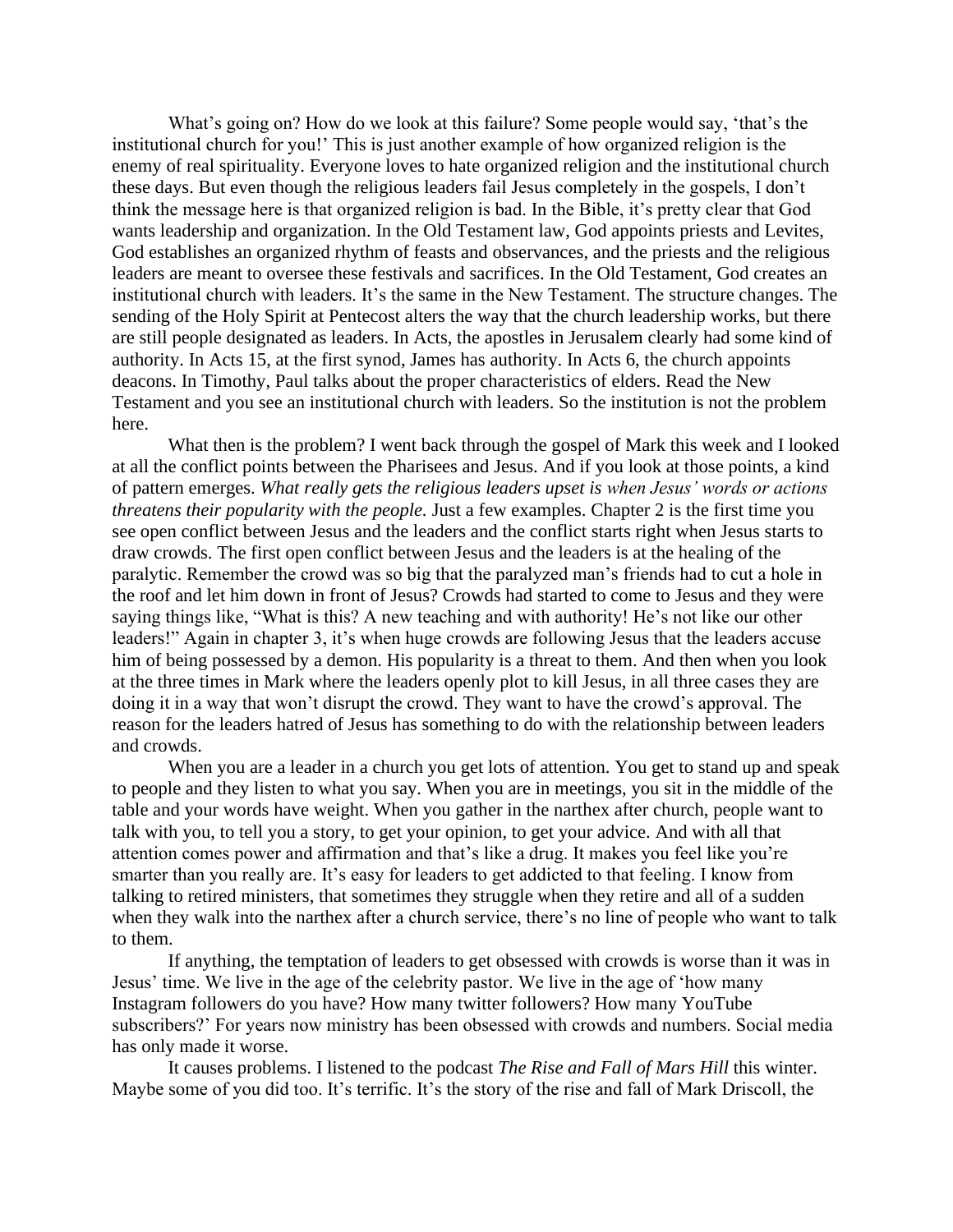What's going on? How do we look at this failure? Some people would say, 'that's the institutional church for you!' This is just another example of how organized religion is the enemy of real spirituality. Everyone loves to hate organized religion and the institutional church these days. But even though the religious leaders fail Jesus completely in the gospels, I don't think the message here is that organized religion is bad. In the Bible, it's pretty clear that God wants leadership and organization. In the Old Testament law, God appoints priests and Levites, God establishes an organized rhythm of feasts and observances, and the priests and the religious leaders are meant to oversee these festivals and sacrifices. In the Old Testament, God creates an institutional church with leaders. It's the same in the New Testament. The structure changes. The sending of the Holy Spirit at Pentecost alters the way that the church leadership works, but there are still people designated as leaders. In Acts, the apostles in Jerusalem clearly had some kind of authority. In Acts 15, at the first synod, James has authority. In Acts 6, the church appoints deacons. In Timothy, Paul talks about the proper characteristics of elders. Read the New Testament and you see an institutional church with leaders. So the institution is not the problem here.

What then is the problem? I went back through the gospel of Mark this week and I looked at all the conflict points between the Pharisees and Jesus. And if you look at those points, a kind of pattern emerges. *What really gets the religious leaders upset is when Jesus' words or actions threatens their popularity with the people.* Just a few examples. Chapter 2 is the first time you see open conflict between Jesus and the leaders and the conflict starts right when Jesus starts to draw crowds. The first open conflict between Jesus and the leaders is at the healing of the paralytic. Remember the crowd was so big that the paralyzed man's friends had to cut a hole in the roof and let him down in front of Jesus? Crowds had started to come to Jesus and they were saying things like, "What is this? A new teaching and with authority! He's not like our other leaders!" Again in chapter 3, it's when huge crowds are following Jesus that the leaders accuse him of being possessed by a demon. His popularity is a threat to them. And then when you look at the three times in Mark where the leaders openly plot to kill Jesus, in all three cases they are doing it in a way that won't disrupt the crowd. They want to have the crowd's approval. The reason for the leaders hatred of Jesus has something to do with the relationship between leaders and crowds.

When you are a leader in a church you get lots of attention. You get to stand up and speak to people and they listen to what you say. When you are in meetings, you sit in the middle of the table and your words have weight. When you gather in the narthex after church, people want to talk with you, to tell you a story, to get your opinion, to get your advice. And with all that attention comes power and affirmation and that's like a drug. It makes you feel like you're smarter than you really are. It's easy for leaders to get addicted to that feeling. I know from talking to retired ministers, that sometimes they struggle when they retire and all of a sudden when they walk into the narthex after a church service, there's no line of people who want to talk to them.

If anything, the temptation of leaders to get obsessed with crowds is worse than it was in Jesus' time. We live in the age of the celebrity pastor. We live in the age of 'how many Instagram followers do you have? How many twitter followers? How many YouTube subscribers?' For years now ministry has been obsessed with crowds and numbers. Social media has only made it worse.

It causes problems. I listened to the podcast *The Rise and Fall of Mars Hill* this winter. Maybe some of you did too. It's terrific. It's the story of the rise and fall of Mark Driscoll, the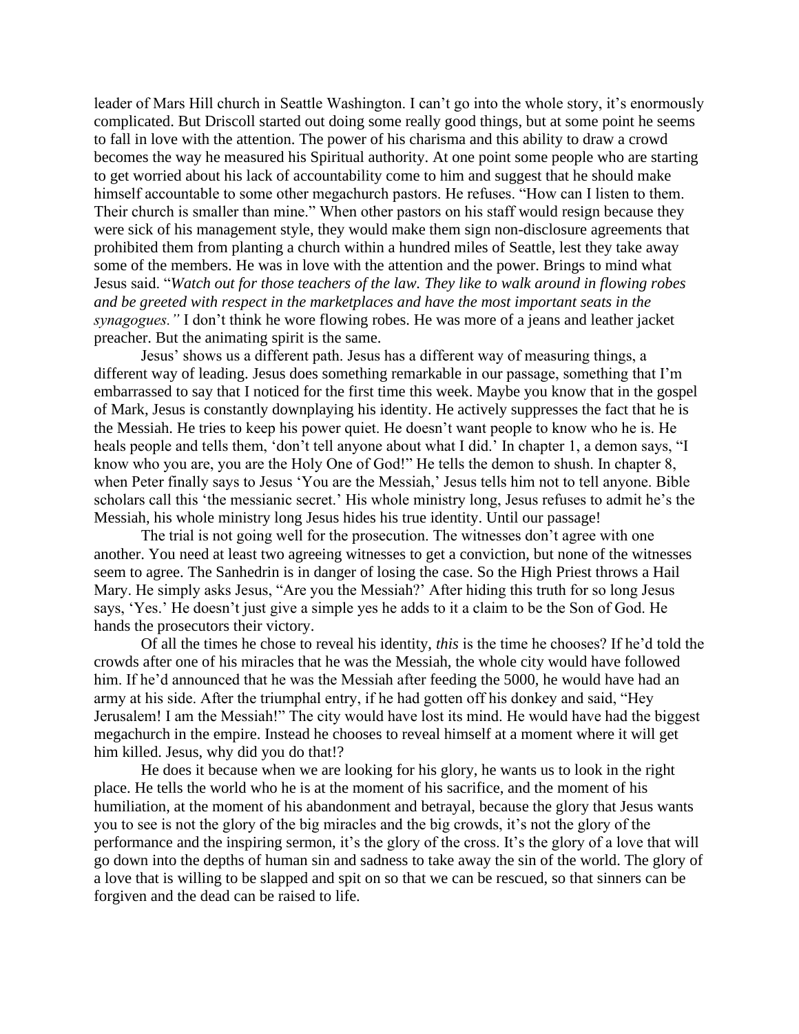leader of Mars Hill church in Seattle Washington. I can't go into the whole story, it's enormously complicated. But Driscoll started out doing some really good things, but at some point he seems to fall in love with the attention. The power of his charisma and this ability to draw a crowd becomes the way he measured his Spiritual authority. At one point some people who are starting to get worried about his lack of accountability come to him and suggest that he should make himself accountable to some other megachurch pastors. He refuses. "How can I listen to them. Their church is smaller than mine." When other pastors on his staff would resign because they were sick of his management style, they would make them sign non-disclosure agreements that prohibited them from planting a church within a hundred miles of Seattle, lest they take away some of the members. He was in love with the attention and the power. Brings to mind what Jesus said. "*Watch out for those teachers of the law. They like to walk around in flowing robes and be greeted with respect in the marketplaces and have the most important seats in the synagogues."* I don't think he wore flowing robes. He was more of a jeans and leather jacket preacher. But the animating spirit is the same.

Jesus' shows us a different path. Jesus has a different way of measuring things, a different way of leading. Jesus does something remarkable in our passage, something that I'm embarrassed to say that I noticed for the first time this week. Maybe you know that in the gospel of Mark, Jesus is constantly downplaying his identity. He actively suppresses the fact that he is the Messiah. He tries to keep his power quiet. He doesn't want people to know who he is. He heals people and tells them, 'don't tell anyone about what I did.' In chapter 1, a demon says, "I know who you are, you are the Holy One of God!" He tells the demon to shush. In chapter 8, when Peter finally says to Jesus 'You are the Messiah,' Jesus tells him not to tell anyone. Bible scholars call this 'the messianic secret.' His whole ministry long, Jesus refuses to admit he's the Messiah, his whole ministry long Jesus hides his true identity. Until our passage!

The trial is not going well for the prosecution. The witnesses don't agree with one another. You need at least two agreeing witnesses to get a conviction, but none of the witnesses seem to agree. The Sanhedrin is in danger of losing the case. So the High Priest throws a Hail Mary. He simply asks Jesus, "Are you the Messiah?' After hiding this truth for so long Jesus says, 'Yes.' He doesn't just give a simple yes he adds to it a claim to be the Son of God. He hands the prosecutors their victory.

Of all the times he chose to reveal his identity, *this* is the time he chooses? If he'd told the crowds after one of his miracles that he was the Messiah, the whole city would have followed him. If he'd announced that he was the Messiah after feeding the 5000, he would have had an army at his side. After the triumphal entry, if he had gotten off his donkey and said, "Hey Jerusalem! I am the Messiah!" The city would have lost its mind. He would have had the biggest megachurch in the empire. Instead he chooses to reveal himself at a moment where it will get him killed. Jesus, why did you do that!?

He does it because when we are looking for his glory, he wants us to look in the right place. He tells the world who he is at the moment of his sacrifice, and the moment of his humiliation, at the moment of his abandonment and betrayal, because the glory that Jesus wants you to see is not the glory of the big miracles and the big crowds, it's not the glory of the performance and the inspiring sermon, it's the glory of the cross. It's the glory of a love that will go down into the depths of human sin and sadness to take away the sin of the world. The glory of a love that is willing to be slapped and spit on so that we can be rescued, so that sinners can be forgiven and the dead can be raised to life.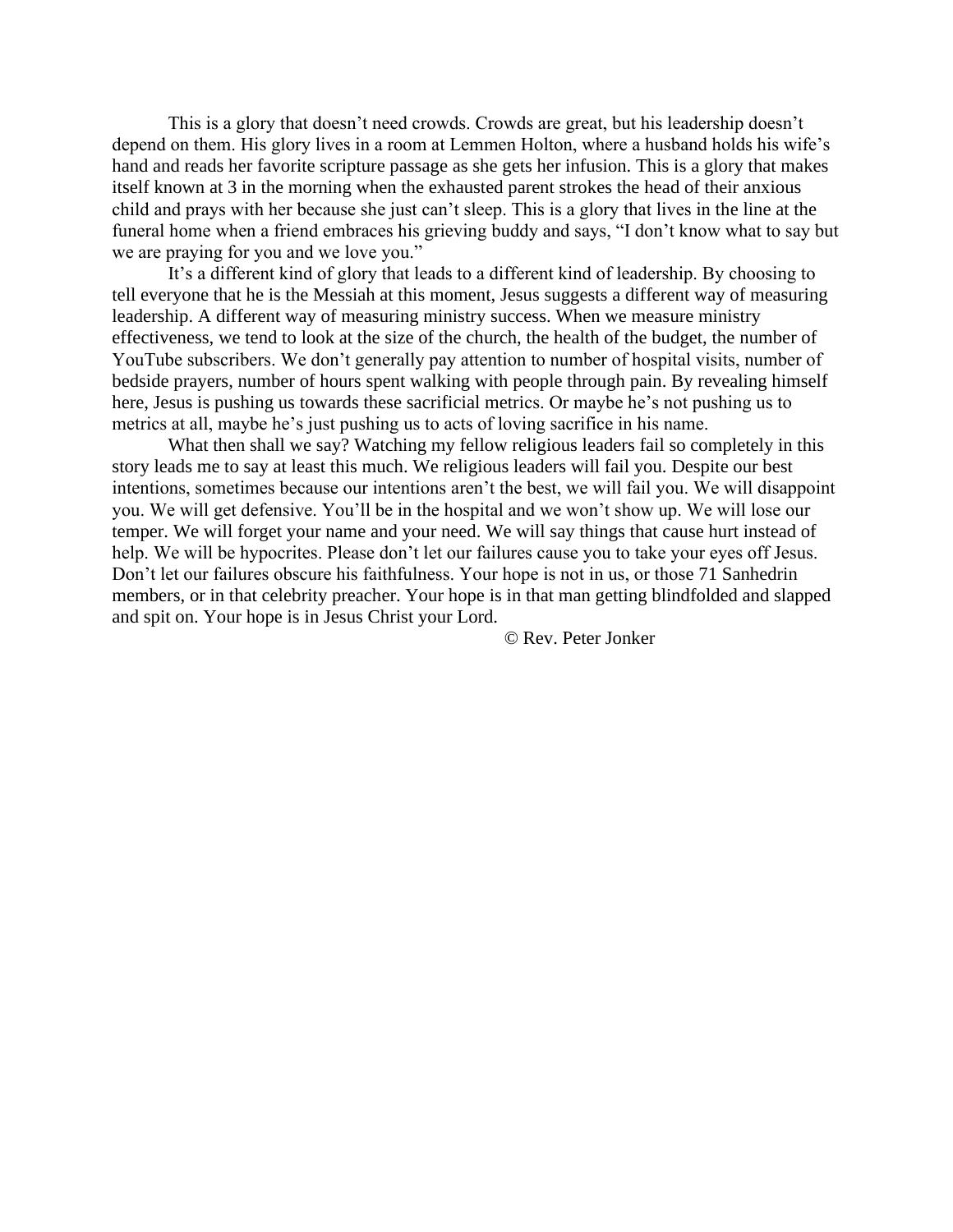This is a glory that doesn't need crowds. Crowds are great, but his leadership doesn't depend on them. His glory lives in a room at Lemmen Holton, where a husband holds his wife's hand and reads her favorite scripture passage as she gets her infusion. This is a glory that makes itself known at 3 in the morning when the exhausted parent strokes the head of their anxious child and prays with her because she just can't sleep. This is a glory that lives in the line at the funeral home when a friend embraces his grieving buddy and says, "I don't know what to say but we are praying for you and we love you."

It's a different kind of glory that leads to a different kind of leadership. By choosing to tell everyone that he is the Messiah at this moment, Jesus suggests a different way of measuring leadership. A different way of measuring ministry success. When we measure ministry effectiveness, we tend to look at the size of the church, the health of the budget, the number of YouTube subscribers. We don't generally pay attention to number of hospital visits, number of bedside prayers, number of hours spent walking with people through pain. By revealing himself here, Jesus is pushing us towards these sacrificial metrics. Or maybe he's not pushing us to metrics at all, maybe he's just pushing us to acts of loving sacrifice in his name.

What then shall we say? Watching my fellow religious leaders fail so completely in this story leads me to say at least this much. We religious leaders will fail you. Despite our best intentions, sometimes because our intentions aren't the best, we will fail you. We will disappoint you. We will get defensive. You'll be in the hospital and we won't show up. We will lose our temper. We will forget your name and your need. We will say things that cause hurt instead of help. We will be hypocrites. Please don't let our failures cause you to take your eyes off Jesus. Don't let our failures obscure his faithfulness. Your hope is not in us, or those 71 Sanhedrin members, or in that celebrity preacher. Your hope is in that man getting blindfolded and slapped and spit on. Your hope is in Jesus Christ your Lord.

© Rev. Peter Jonker